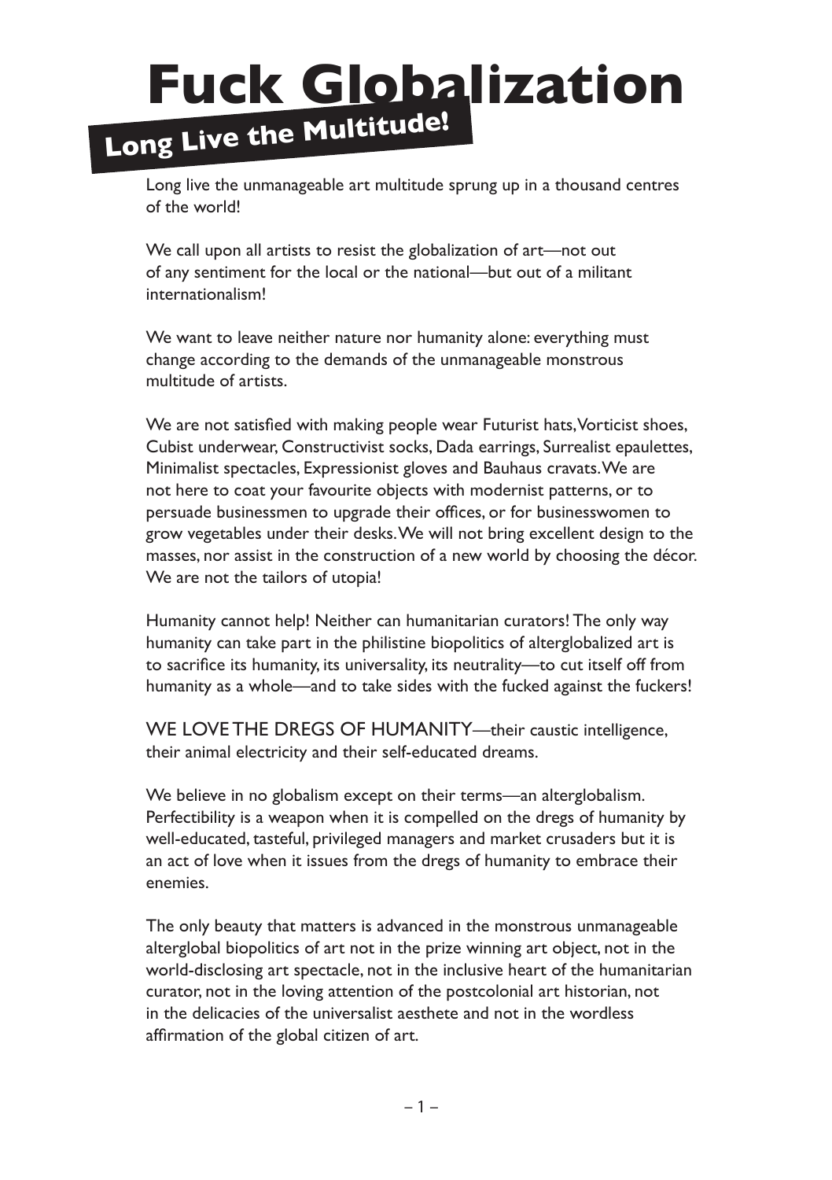# Fuck Globalization

## Long Live the Multitude!

Long live the unmanageable art multitude sprung up in a thousand centres of the world!

We call upon all artists to resist the globalization of art—not out of any sentiment for the local or the national—but out of a militant internationalism!

We want to leave neither nature nor humanity alone: everything must change according to the demands of the unmanageable monstrous multitude of artists.

We are not satisfied with making people wear Futurist hats, Vorticist shoes, Cubist underwear, Constructivist socks, Dada earrings, Surrealist epaulettes, Minimalist spectacles, Expressionist gloves and Bauhaus cravats. We are not here to coat your favourite objects with modernist patterns, or to persuade businessmen to upgrade their offices, or for businesswomen to grow vegetables under their desks. We will not bring excellent design to the masses, nor assist in the construction of a new world by choosing the décor. We are not the tailors of utopia!

Humanity cannot help! Neither can humanitarian curators! The only way humanity can take part in the philistine biopolitics of alterglobalized art is to sacrifice its humanity, its universality, its neutrality—to cut itself off from humanity as a whole—and to take sides with the fucked against the fuckers!

WE LOVE THE DREGS OF HUMANITY—their caustic intelligence, their animal electricity and their self-educated dreams.

We believe in no globalism except on their terms—an alterglobalism. Perfectibility is a weapon when it is compelled on the dregs of humanity by well-educated, tasteful, privileged managers and market crusaders but it is an act of love when it issues from the dregs of humanity to embrace their enemies.

The only beauty that matters is advanced in the monstrous unmanageable alterglobal biopolitics of art not in the prize winning art object, not in the world-disclosing art spectacle, not in the inclusive heart of the humanitarian curator, not in the loving attention of the postcolonial art historian, not in the delicacies of the universalist aesthete and not in the wordless affirmation of the global citizen of art.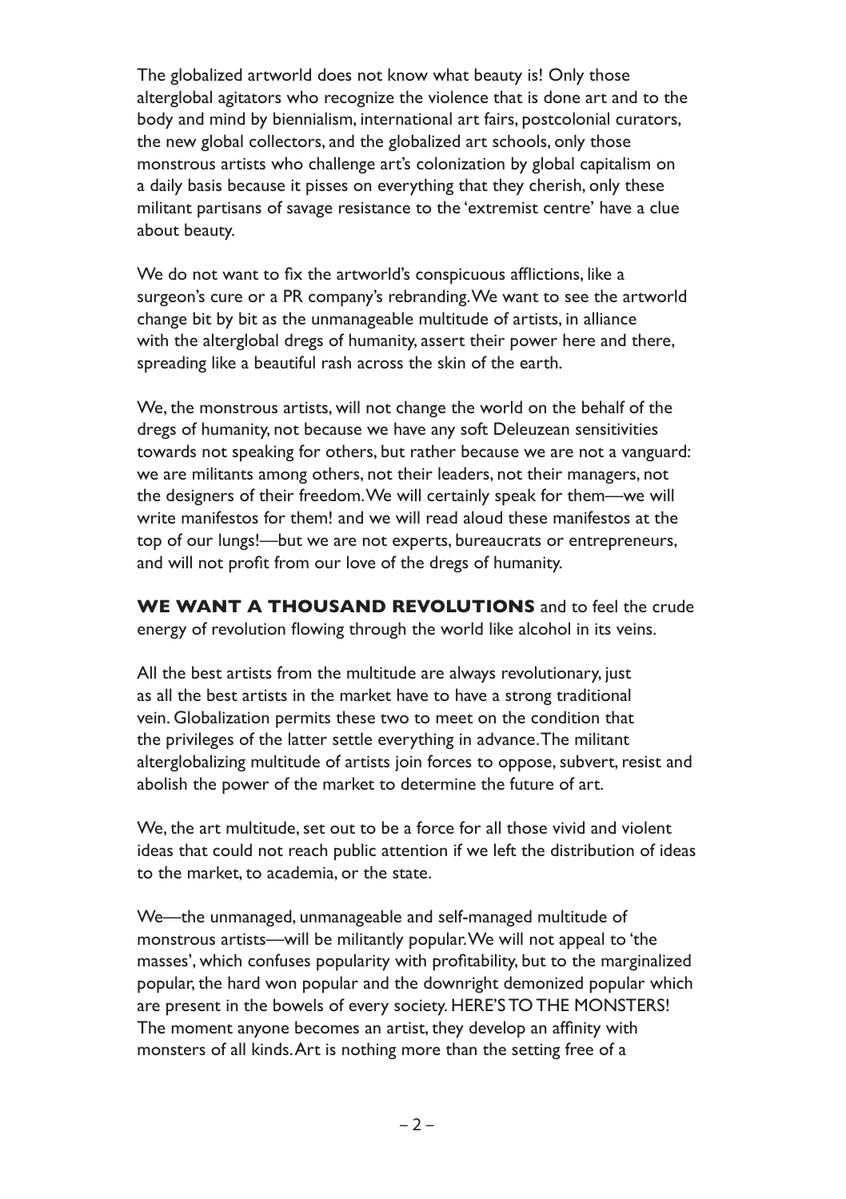The globalized artworld does not know what beauty is! Only those alterglobal agitators who recognize the violence that is done art and to the body and mind by biennialism, international art fairs, postcolonial curators, the new global collectors, and the globalized art schools, only those monstrous artists who challenge art's colonization by global capitalism on a daily basis because it pisses on everything that they cherish, only these militant partisans of savage resistance to the 'extremist centre' have a clue about beauty.

We do not want to fix the artworld's conspicuous afflictions, like a surgeon's cure or a PR company's rebranding. We want to see the artworld change bit by bit as the unmanageable multitude of artists, in alliance with the alterglobal dregs of humanity, assert their power here and there, spreading like a beautiful rash across the skin of the earth.

We, the monstrous artists, will not change the world on the behalf of the dregs of humanity, not because we have any soft Deleuzean sensitivities towards not speaking for others, but rather because we are not a vanguard: we are militants among others, not their leaders, not their managers, not the designers of their freedom. We will certainly speak for them—we will write manifestos for them! and we will read aloud these manifestos at the top of our lungs!—but we are not experts, bureaucrats or entrepreneurs, and will not profit from our love of the dregs of humanity.

**WE WANT A THOUSAND REVOLUTIONS** and to feel the crude energy of revolution flowing through the world like alcohol in its veins.

All the best artists from the multitude are always revolutionary, just as all the best artists in the market have to have a strong traditional vein. Globalization permits these two to meet on the condition that the privileges of the latter settle everything in advance. The militant alterglobalizing multitude of artists join forces to oppose, subvert, resist and abolish the power of the market to determine the future of art.

We, the art multitude, set out to be a force for all those vivid and violent ideas that could not reach public attention if we left the distribution of ideas to the market, to academia, or the state.

We—the unmanaged, unmanageable and self-managed multitude of monstrous artists—will be militantly popular. We will not appeal to 'the masses', which confuses popularity with profitability, but to the marginalized popular, the hard won popular and the downright demonized popular which are present in the bowels of every society. HERE'S TO THE MONSTERS! The moment anyone becomes an artist, they develop an affinity with monsters of all kinds. Art is nothing more than the setting free of a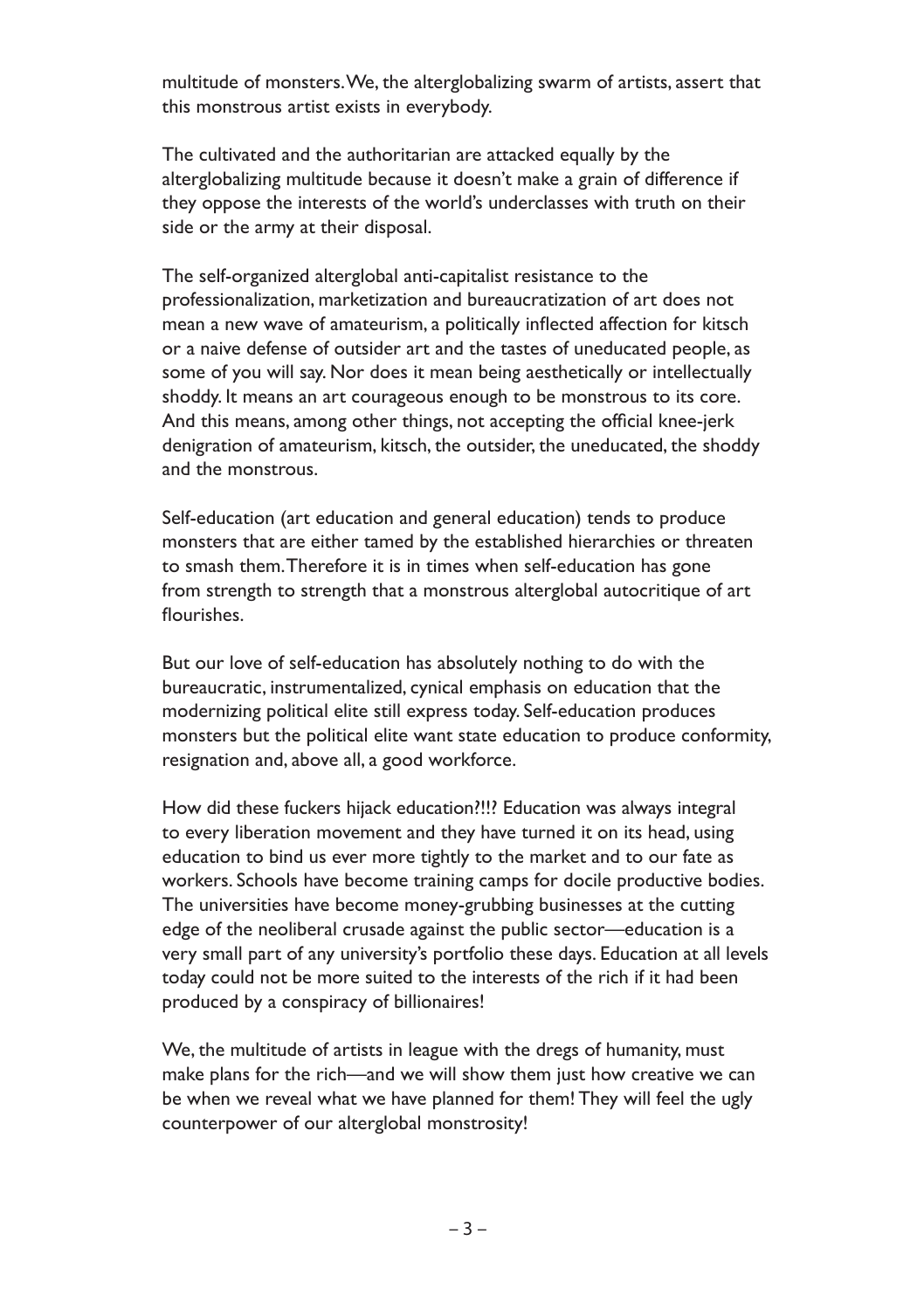multitude of monsters. We, the alterglobalizing swarm of artists, assert that this monstrous artist exists in everybody.

The cultivated and the authoritarian are attacked equally by the alterglobalizing multitude because it doesn't make a grain of difference if they oppose the interests of the world's underclasses with truth on their side or the army at their disposal.

The self-organized alterglobal anti-capitalist resistance to the professionalization, marketization and bureaucratization of art does not mean a new wave of amateurism, a politically inflected affection for kitsch or a naive defense of outsider art and the tastes of uneducated people, as some of you will say. Nor does it mean being aesthetically or intellectually shoddy. It means an art courageous enough to be monstrous to its core. And this means, among other things, not accepting the official knee-jerk denigration of amateurism, kitsch, the outsider, the uneducated, the shoddy and the monstrous.

Self-education (art education and general education) tends to produce monsters that are either tamed by the established hierarchies or threaten to smash them. Therefore it is in times when self-education has gone from strength to strength that a monstrous alterglobal autocritique of art flourishes.

But our love of self-education has absolutely nothing to do with the bureaucratic, instrumentalized, cynical emphasis on education that the modernizing political elite still express today. Self-education produces monsters but the political elite want state education to produce conformity, resignation and, above all, a good workforce.

How did these fuckers hijack education?!!? Education was always integral to every liberation movement and they have turned it on its head, using education to bind us ever more tightly to the market and to our fate as workers. Schools have become training camps for docile productive bodies. The universities have become money-grubbing businesses at the cutting edge of the neoliberal crusade against the public sector—education is a very small part of any university's portfolio these days. Education at all levels today could not be more suited to the interests of the rich if it had been produced by a conspiracy of billionaires!

We, the multitude of artists in league with the dregs of humanity, must make plans for the rich—and we will show them just how creative we can be when we reveal what we have planned for them! They will feel the ugly counterpower of our alterglobal monstrosity!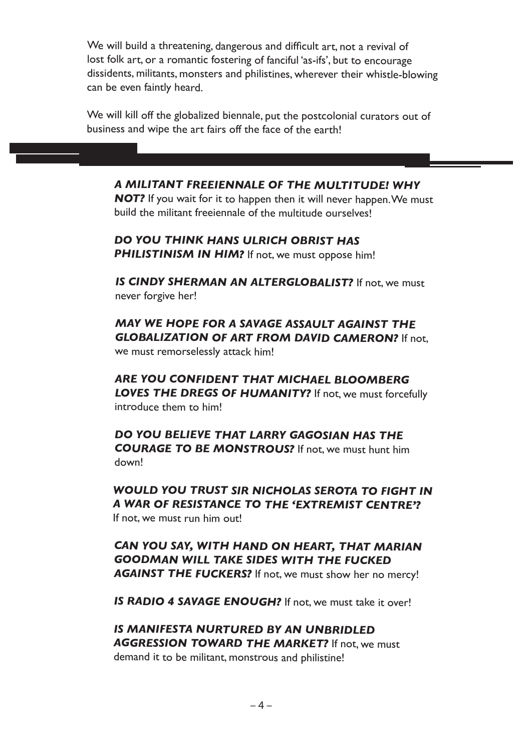We will build a threatening, dangerous and difficult art, not a revival of lost folk art, or a romantic fostering of fanciful 'as-ifs', but to encourage dissidents, militants, monsters and philistines, wherever their whistle-blowing can be even faintly heard.

We will kill off the globalized biennale, put the postcolonial curators out of business and wipe the art fairs off the face of the earth!

---

***A MILITANT FREEIENNALE OF THE MULTITUDE! WHY NOT?*** If you wait for it to happen then it will never happen. We must build the militant freeiennale of the multitude ourselves!

***DO YOU THINK HANS ULRICH OBRIST HAS PHILISTINISM IN HIM?*** If not, we must oppose him!

***IS CINDY SHERMAN AN ALTERGLOBALIST?*** If not, we must never forgive her!

***MAY WE HOPE FOR A SAVAGE ASSAULT AGAINST THE GLOBALIZATION OF ART FROM DAVID CAMERON?*** If not, we must remorselessly attack him!

***ARE YOU CONFIDENT THAT MICHAEL BLOOMBERG LOVES THE DREGS OF HUMANITY?*** If not, we must forcefully introduce them to him!

***DO YOU BELIEVE THAT LARRY GAGOSIAN HAS THE COURAGE TO BE MONSTROUS?*** If not, we must hunt him down!

***WOULD YOU TRUST SIR NICHOLAS SEROTA TO FIGHT IN A WAR OF RESISTANCE TO THE 'EXTREMIST CENTRE'?*** If not, we must run him out!

***CAN YOU SAY, WITH HAND ON HEART, THAT MARIAN GOODMAN WILL TAKE SIDES WITH THE FUCKED AGAINST THE FUCKERS?*** If not, we must show her no mercy!

***IS RADIO 4 SAVAGE ENOUGH?*** If not, we must take it over!

***IS MANIFESTA NURTURED BY AN UNBRIDLED AGGRESSION TOWARD THE MARKET?*** If not, we must demand it to be militant, monstrous and philistine!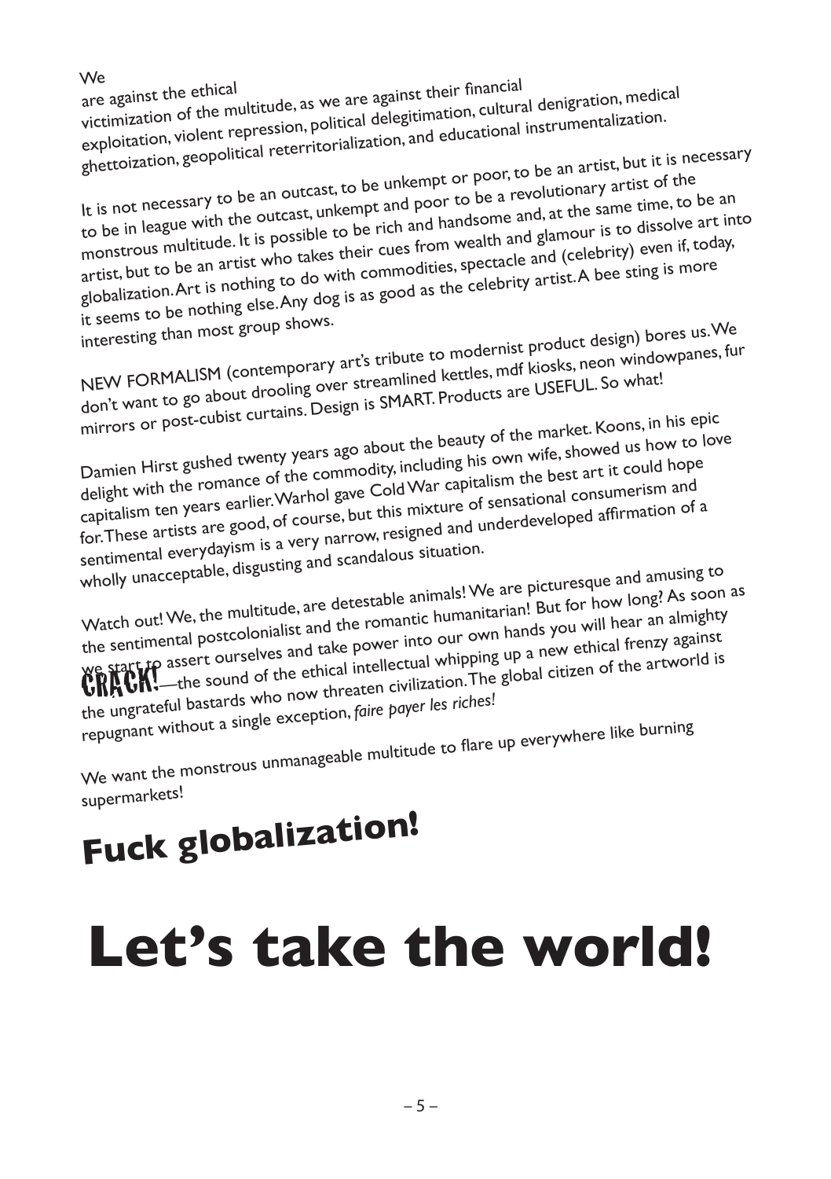We

are against the ethical
victimization of the multitude, as we are against their financial
exploitation, violent repression, political delegitimation, cultural denigration, medical
ghettoization, geopolitical reterritorialization, and educational instrumentalization.

It is not necessary to be an outcast, to be unkempt or poor, to be an artist, but it is necessary to be in league with the outcast, unkempt and poor to be a revolutionary artist of the monstrous multitude. It is possible to be rich and handsome and, at the same time, to be an artist, but to be an artist who takes their cues from wealth and glamour is to dissolve art into globalization. Art is nothing to do with commodities, spectacle and (celebrity) even if, today, it seems to be nothing else. Any dog is as good as the celebrity artist. A bee sting is more interesting than most group shows.

NEW FORMALISM (contemporary art's tribute to modernist product design) bores us. We don't want to go about drooling over streamlined kettles, mdf kiosks, neon windowpanes, fur mirrors or post-cubist curtains. Design is SMART. Products are USEFUL. So what!

Damien Hirst gushed twenty years ago about the beauty of the market. Koons, in his epic delight with the romance of the commodity, including his own wife, showed us how to love capitalism ten years earlier. Warhol gave Cold War capitalism the best art it could hope for. These artists are good, of course, but this mixture of sensational consumerism and sentimental everydayism is a very narrow, resigned and underdeveloped affirmation of a wholly unacceptable, disgusting and scandalous situation.

Watch out! We, the multitude, are detestable animals! We are picturesque and amusing to the sentimental postcolonialist and the romantic humanitarian! But for how long? As soon as we start to assert ourselves and take power into our own hands you will hear an almighty **CRACK!**—the sound of the ethical intellectual whipping up a new ethical frenzy against the ungrateful bastards who now threaten civilization. The global citizen of the artworld is repugnant without a single exception, *faire payer les riches!*

We want the monstrous unmanageable multitude to flare up everywhere like burning supermarkets!

## Fuck globalization!

# Let's take the world!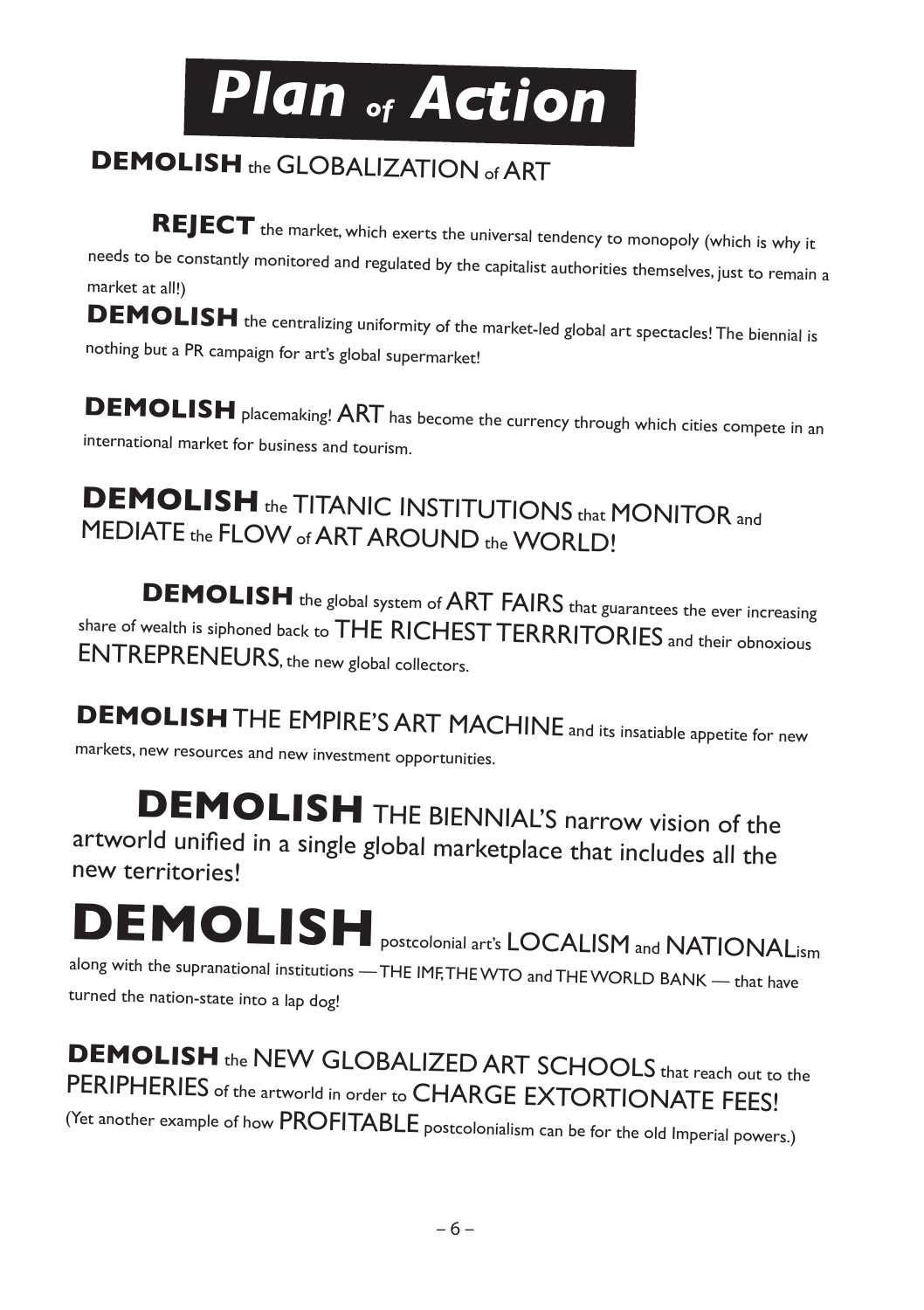# Plan of Action

**DEMOLISH** the GLOBALIZATION of ART

**REJECT** the market, which exerts the universal tendency to monopoly (which is why it needs to be constantly monitored and regulated by the capitalist authorities themselves, just to remain a market at all!)

**DEMOLISH** the centralizing uniformity of the market-led global art spectacles! The biennial is nothing but a PR campaign for art's global supermarket!

**DEMOLISH** placemaking! ART has become the currency through which cities compete in an international market for business and tourism.

**DEMOLISH** the TITANIC INSTITUTIONS that MONITOR and MEDIATE the FLOW of ART AROUND the WORLD!

**DEMOLISH** the global system of ART FAIRS that guarantees the ever increasing share of wealth is siphoned back to THE RICHEST TERRRITORIES and their obnoxious ENTREPRENEURS, the new global collectors.

**DEMOLISH** THE EMPIRE'S ART MACHINE and its insatiable appetite for new markets, new resources and new investment opportunities.

**DEMOLISH** THE BIENNIAL'S narrow vision of the artworld unified in a single global marketplace that includes all the new territories!

**DEMOLISH** postcolonial art's LOCALISM and NATIONALism along with the supranational institutions — THE IMF, THE WTO and THE WORLD BANK — that have turned the nation-state into a lap dog!

**DEMOLISH** the NEW GLOBALIZED ART SCHOOLS that reach out to the PERIPHERIES of the artworld in order to CHARGE EXTORTIONATE FEES! (Yet another example of how PROFITABLE postcolonialism can be for the old Imperial powers.)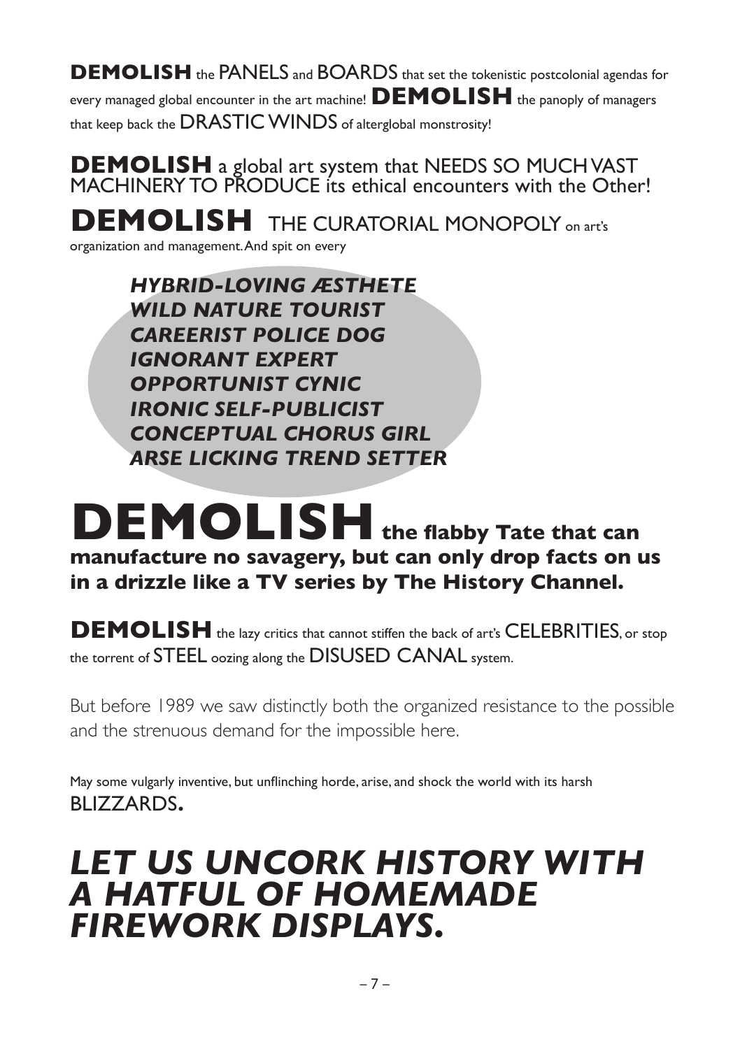**DEMOLISH** the PANELS and BOARDS that set the tokenistic postcolonial agendas for every managed global encounter in the art machine! **DEMOLISH** the panoply of managers that keep back the DRASTIC WINDS of alterglobal monstrosity!

**DEMOLISH** a global art system that NEEDS SO MUCH VAST MACHINERY TO PRODUCE its ethical encounters with the Other!

**DEMOLISH** THE CURATORIAL MONOPOLY on art's organization and management. And spit on every

***HYBRID-LOVING ÆSTHETE***
***WILD NATURE TOURIST***
***CAREERIST POLICE DOG***
***IGNORANT EXPERT***
***OPPORTUNIST CYNIC***
***IRONIC SELF-PUBLICIST***
***CONCEPTUAL CHORUS GIRL***
***ARSE LICKING TREND SETTER***

# DEMOLISH **the flabby Tate that can manufacture no savagery, but can only drop facts on us in a drizzle like a TV series by The History Channel.**

**DEMOLISH** the lazy critics that cannot stiffen the back of art's CELEBRITIES, or stop the torrent of STEEL oozing along the DISUSED CANAL system.

But before 1989 we saw distinctly both the organized resistance to the possible and the strenuous demand for the impossible here.

May some vulgarly inventive, but unflinching horde, arise, and shock the world with its harsh BLIZZARDS**.**

## *LET US UNCORK HISTORY WITH A HATFUL OF HOMEMADE FIREWORK DISPLAYS.*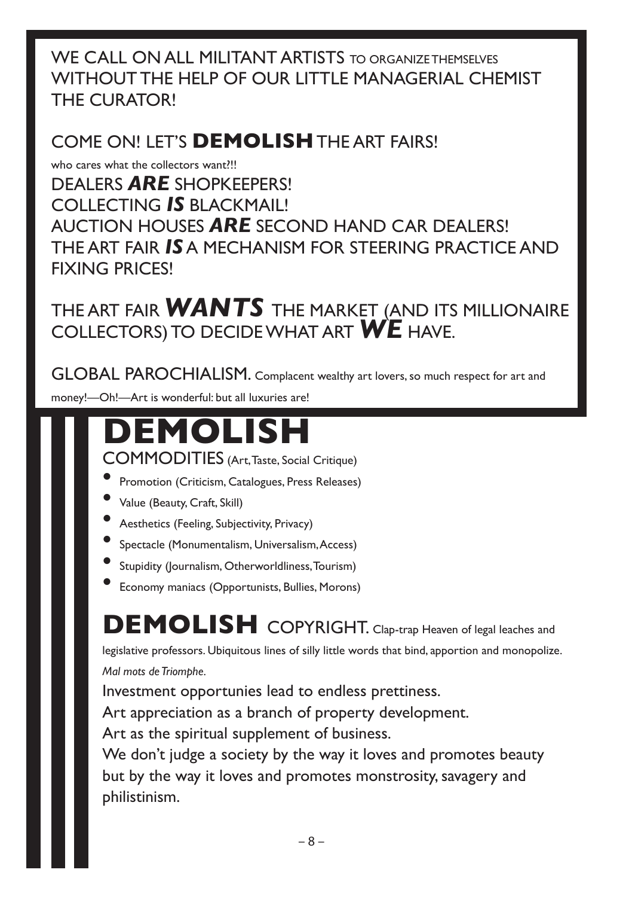WE CALL ON ALL MILITANT ARTISTS TO ORGANIZE THEMSELVES WITHOUT THE HELP OF OUR LITTLE MANAGERIAL CHEMIST THE CURATOR!

COME ON! LET'S **DEMOLISH** THE ART FAIRS!

who cares what the collectors want?!!

DEALERS ***ARE*** SHOPKEEPERS!
COLLECTING ***IS*** BLACKMAIL!
AUCTION HOUSES ***ARE*** SECOND HAND CAR DEALERS!
THE ART FAIR ***IS*** A MECHANISM FOR STEERING PRACTICE AND FIXING PRICES!

THE ART FAIR ***WANTS*** THE MARKET (AND ITS MILLIONAIRE COLLECTORS) TO DECIDE WHAT ART ***WE*** HAVE.

GLOBAL PAROCHIALISM. Complacent wealthy art lovers, so much respect for art and money!—Oh!—Art is wonderful: but all luxuries are!

# DEMOLISH

COMMODITIES (Art, Taste, Social Critique)

- Promotion (Criticism, Catalogues, Press Releases)
- Value (Beauty, Craft, Skill)
- Aesthetics (Feeling, Subjectivity, Privacy)
- Spectacle (Monumentalism, Universalism, Access)
- Stupidity (Journalism, Otherworldliness, Tourism)
- Economy maniacs (Opportunists, Bullies, Morons)

**DEMOLISH** COPYRIGHT. Clap-trap Heaven of legal leaches and legislative professors. Ubiquitous lines of silly little words that bind, apportion and monopolize. *Mal mots de Triomphe.*

Investment opportunies lead to endless prettiness.
Art appreciation as a branch of property development.
Art as the spiritual supplement of business.
We don't judge a society by the way it loves and promotes beauty but by the way it loves and promotes monstrosity, savagery and philistinism.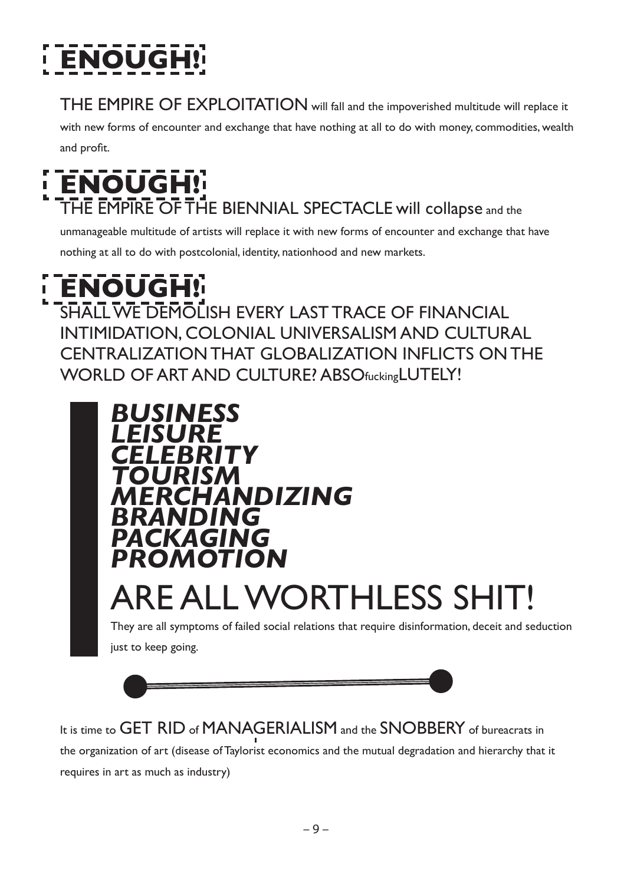# ENOUGH!

THE EMPIRE OF EXPLOITATION will fall and the impoverished multitude will replace it with new forms of encounter and exchange that have nothing at all to do with money, commodities, wealth and profit.

# ENOUGH!

THE EMPIRE OF THE BIENNIAL SPECTACLE will collapse and the unmanageable multitude of artists will replace it with new forms of encounter and exchange that have nothing at all to do with postcolonial, identity, nationhood and new markets.

# ENOUGH!

SHALL WE DEMOLISH EVERY LAST TRACE OF FINANCIAL INTIMIDATION, COLONIAL UNIVERSALISM AND CULTURAL CENTRALIZATION THAT GLOBALIZATION INFLICTS ON THE WORLD OF ART AND CULTURE? ABSOfuckingLUTELY!

***BUSINESS***
***LEISURE***
***CELEBRITY***
***TOURISM***
***MERCHANDIZING***
***BRANDING***
***PACKAGING***
***PROMOTION***

## ARE ALL WORTHLESS SHIT!

They are all symptoms of failed social relations that require disinformation, deceit and seduction just to keep going.

---

It is time to GET RID of MANAGERIALISM and the SNOBBERY of bureacrats in the organization of art (disease of Taylorist economics and the mutual degradation and hierarchy that it requires in art as much as industry)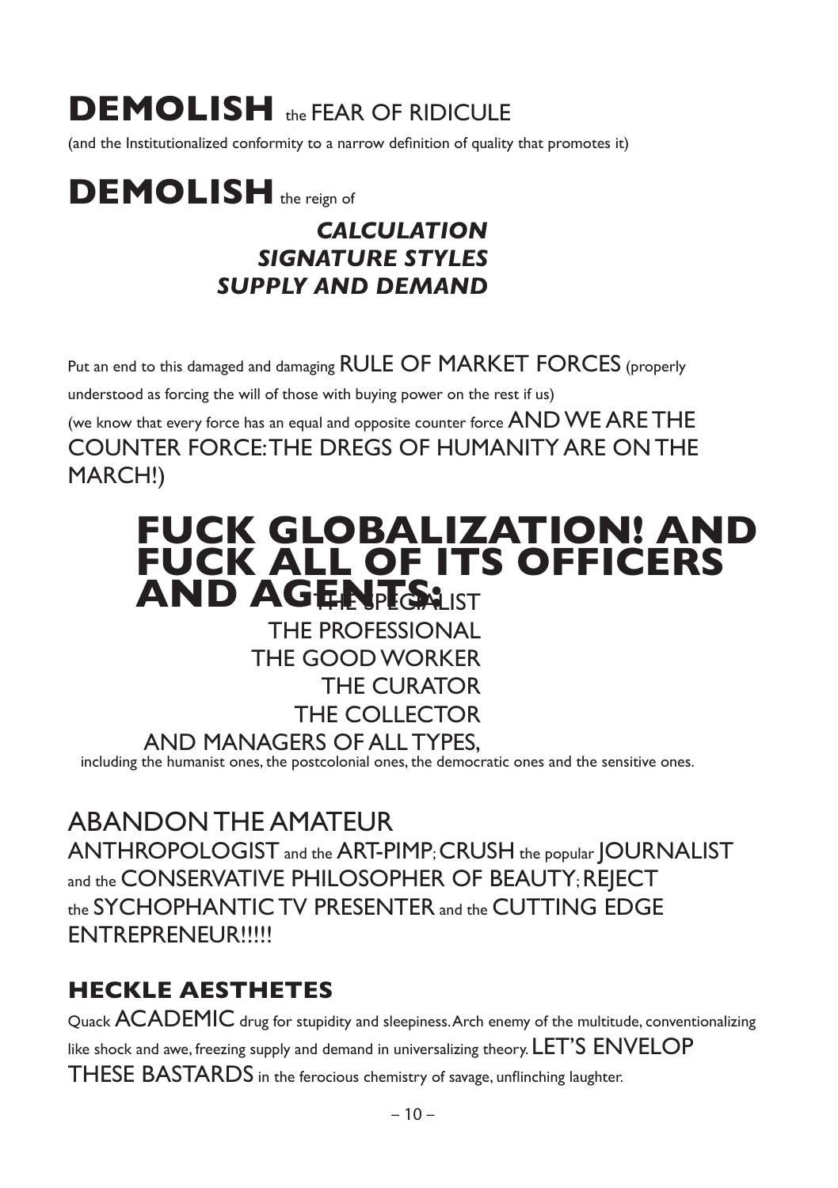# DEMOLISH the FEAR OF RIDICULE

(and the Institutionalized conformity to a narrow definition of quality that promotes it)

# DEMOLISH the reign of

***CALCULATION***
***SIGNATURE STYLES***
***SUPPLY AND DEMAND***

Put an end to this damaged and damaging RULE OF MARKET FORCES (properly understood as forcing the will of those with buying power on the rest if us) (we know that every force has an equal and opposite counter force AND WE ARE THE COUNTER FORCE: THE DREGS OF HUMANITY ARE ON THE MARCH!)

# FUCK GLOBALIZATION! AND FUCK ALL OF ITS OFFICERS AND AGENTS:

THE SPECIALIST
THE PROFESSIONAL
THE GOOD WORKER
THE CURATOR
THE COLLECTOR
AND MANAGERS OF ALL TYPES,
including the humanist ones, the postcolonial ones, the democratic ones and the sensitive ones.

ABANDON THE AMATEUR ANTHROPOLOGIST and the ART-PIMP; CRUSH the popular JOURNALIST and the CONSERVATIVE PHILOSOPHER OF BEAUTY; REJECT the SYCHOPHANTIC TV PRESENTER and the CUTTING EDGE ENTREPRENEUR!!!!!

## HECKLE AESTHETES

Quack ACADEMIC drug for stupidity and sleepiness. Arch enemy of the multitude, conventionalizing like shock and awe, freezing supply and demand in universalizing theory. LET'S ENVELOP THESE BASTARDS in the ferocious chemistry of savage, unflinching laughter.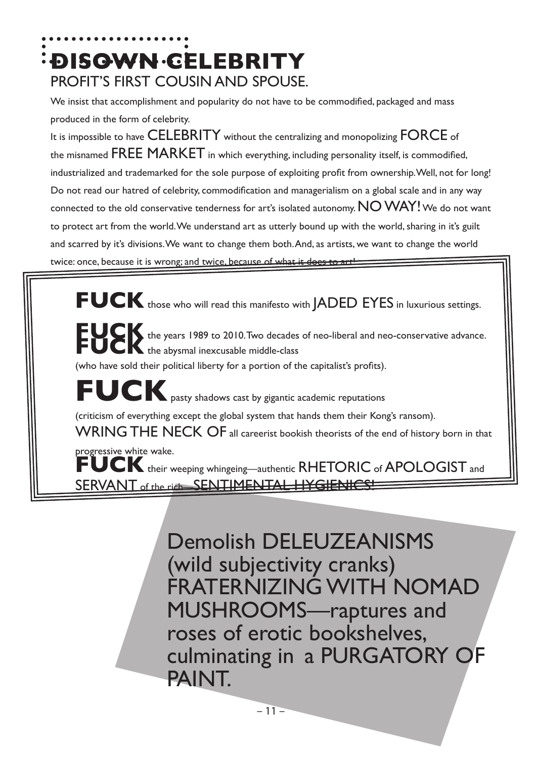# DISOWN CELEBRITY

## PROFIT'S FIRST COUSIN AND SPOUSE.

We insist that accomplishment and popularity do not have to be commodified, packaged and mass produced in the form of celebrity.

It is impossible to have CELEBRITY without the centralizing and monopolizing FORCE of the misnamed FREE MARKET in which everything, including personality itself, is commodified, industrialized and trademarked for the sole purpose of exploiting profit from ownership. Well, not for long! Do not read our hatred of celebrity, commodification and managerialism on a global scale and in any way connected to the old conservative tenderness for art's isolated autonomy. NO WAY! We do not want to protect art from the world. We understand art as utterly bound up with the world, sharing in it's guilt and scarred by it's divisions. We want to change them both. And, as artists, we want to change the world twice: once, because it is wrong; and twice, because of what it does to art!

**FUCK** those who will read this manifesto with JADED EYES in luxurious settings.

**FUCK** the years 1989 to 2010. Two decades of neo-liberal and neo-conservative advance.
**FUCK** the abysmal inexcusable middle-class
(who have sold their political liberty for a portion of the capitalist's profits).

**FUCK** pasty shadows cast by gigantic academic reputations
(criticism of everything except the global system that hands them their Kong's ransom).

WRING THE NECK OF all careerist bookish theorists of the end of history born in that progressive white wake.

**FUCK** their weeping whingeing—authentic RHETORIC of APOLOGIST and SERVANT of the rich—SENTIMENTAL HYGIENICS!

Demolish DELEUZEANISMS (wild subjectivity cranks) FRATERNIZING WITH NOMAD MUSHROOMS—raptures and roses of erotic bookshelves, culminating in a PURGATORY OF PAINT.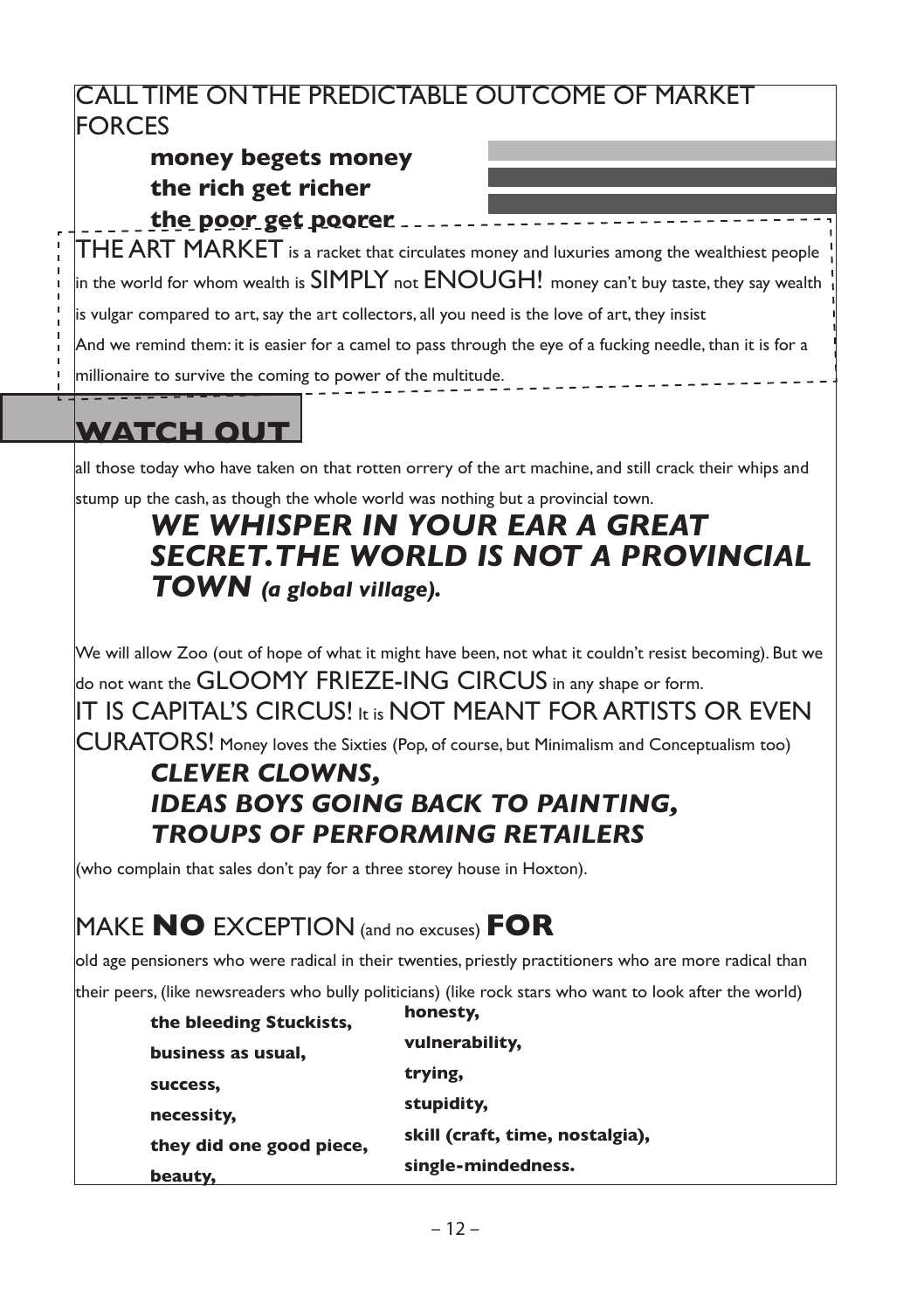CALL TIME ON THE PREDICTABLE OUTCOME OF MARKET FORCES

**money begets money**
**the rich get richer**
**the poor get poorer**

THE ART MARKET is a racket that circulates money and luxuries among the wealthiest people in the world for whom wealth is SIMPLY not ENOUGH! money can't buy taste, they say wealth is vulgar compared to art, say the art collectors, all you need is the love of art, they insist

And we remind them: it is easier for a camel to pass through the eye of a fucking needle, than it is for a millionaire to survive the coming to power of the multitude.

## WATCH OUT

all those today who have taken on that rotten orrery of the art machine, and still crack their whips and stump up the cash, as though the whole world was nothing but a provincial town.

***WE WHISPER IN YOUR EAR A GREAT SECRET. THE WORLD IS NOT A PROVINCIAL TOWN*** ***(a global village).***

We will allow Zoo (out of hope of what it might have been, not what it couldn't resist becoming). But we do not want the GLOOMY FRIEZE-ING CIRCUS in any shape or form.

IT IS CAPITAL'S CIRCUS! It is NOT MEANT FOR ARTISTS OR EVEN CURATORS! Money loves the Sixties (Pop, of course, but Minimalism and Conceptualism too)

***CLEVER CLOWNS,***
***IDEAS BOYS GOING BACK TO PAINTING,***
***TROUPS OF PERFORMING RETAILERS***

(who complain that sales don't pay for a three storey house in Hoxton).

MAKE **NO** EXCEPTION (and no excuses) **FOR**

old age pensioners who were radical in their twenties, priestly practitioners who are more radical than their peers, (like newsreaders who bully politicians) (like rock stars who want to look after the world)

**the bleeding Stuckists,**
**business as usual,**
**success,**
**necessity,**
**they did one good piece,**
**beauty,**
**honesty,**
**vulnerability,**
**trying,**
**stupidity,**
**skill (craft, time, nostalgia),**
**single-mindedness.**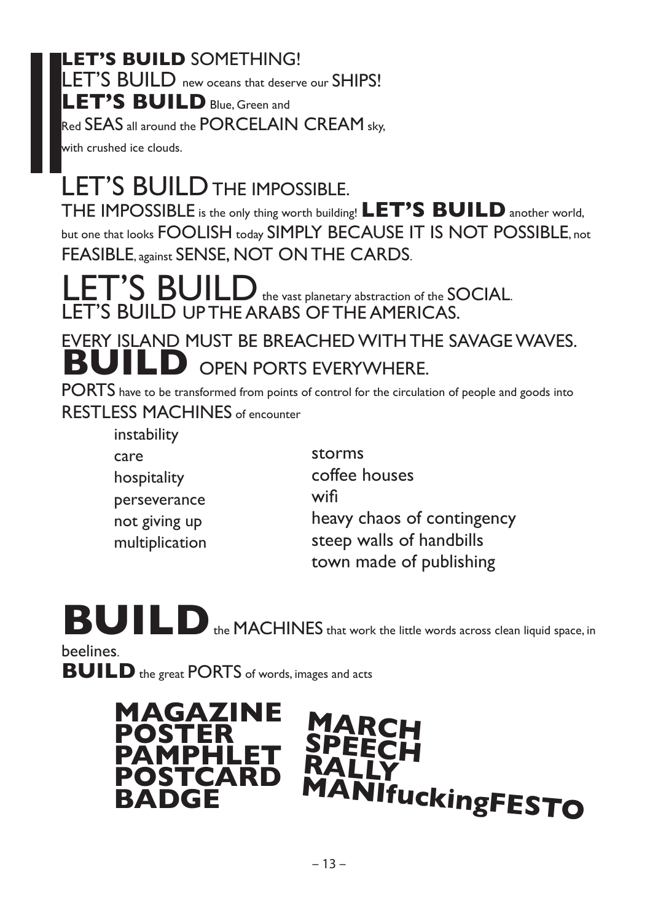**LET'S BUILD** SOMETHING!
LET'S BUILD new oceans that deserve our SHIPS!
**LET'S BUILD** Blue, Green and
Red SEAS all around the PORCELAIN CREAM sky,
with crushed ice clouds.

LET'S BUILD THE IMPOSSIBLE.
THE IMPOSSIBLE is the only thing worth building! **LET'S BUILD** another world, but one that looks FOOLISH today SIMPLY BECAUSE IT IS NOT POSSIBLE, not FEASIBLE, against SENSE, NOT ON THE CARDS.

LET'S BUILD the vast planetary abstraction of the SOCIAL.
LET'S BUILD UP THE ARABS OF THE AMERICAS.

EVERY ISLAND MUST BE BREACHED WITH THE SAVAGE WAVES.
**BUILD** OPEN PORTS EVERYWHERE.

PORTS have to be transformed from points of control for the circulation of people and goods into RESTLESS MACHINES of encounter

instability
care
hospitality
perseverance
not giving up
multiplication

storms
coffee houses
wifi
heavy chaos of contingency
steep walls of handbills
town made of publishing

**BUILD** the MACHINES that work the little words across clean liquid space, in beelines.
**BUILD** the great PORTS of words, images and acts

**MAGAZINE**
**POSTER**
**PAMPHLET**
**POSTCARD**
**BADGE**

**MARCH**
**SPEECH**
**RALLY**
**MANIfuckingFESTO**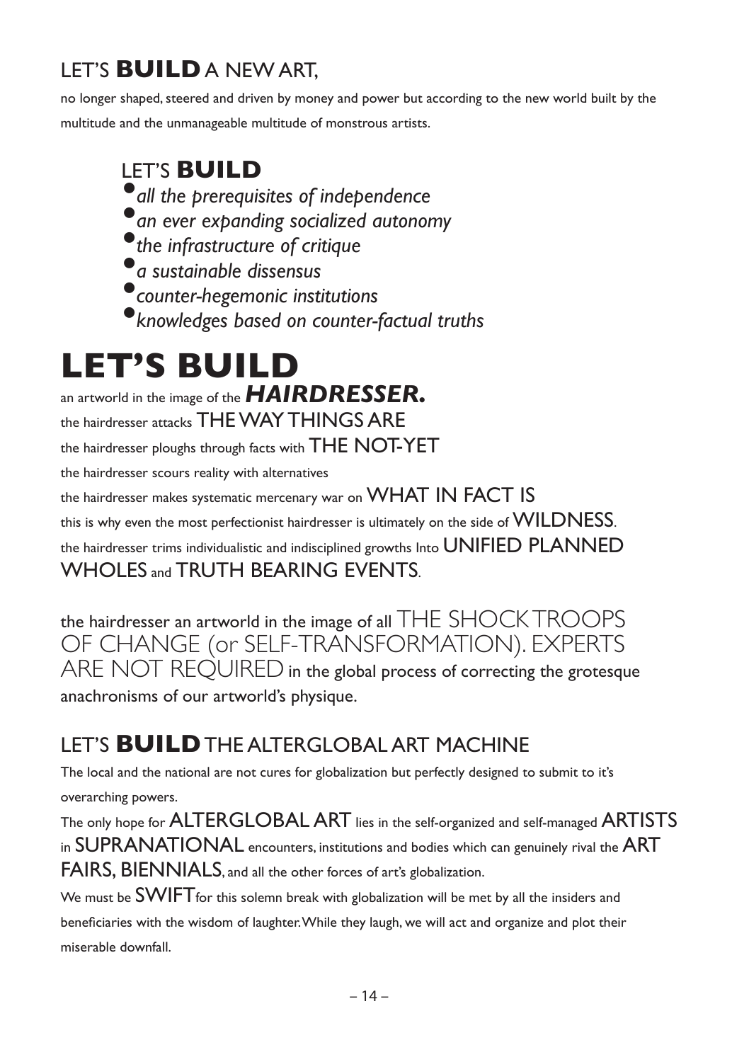## LET'S **BUILD** A NEW ART,

no longer shaped, steered and driven by money and power but according to the new world built by the multitude and the unmanageable multitude of monstrous artists.

### LET'S **BUILD**

- *all the prerequisites of independence*
- *an ever expanding socialized autonomy*
- *the infrastructure of critique*
- *a sustainable dissensus*
- *counter-hegemonic institutions*
- *knowledges based on counter-factual truths*

# LET'S BUILD

an artworld in the image of the ***HAIRDRESSER.***

the hairdresser attacks THE WAY THINGS ARE

the hairdresser ploughs through facts with THE NOT-YET

the hairdresser scours reality with alternatives

the hairdresser makes systematic mercenary war on WHAT IN FACT IS

this is why even the most perfectionist hairdresser is ultimately on the side of WILDNESS.

the hairdresser trims individualistic and indisciplined growths Into UNIFIED PLANNED WHOLES and TRUTH BEARING EVENTS.

the hairdresser an artworld in the image of all THE SHOCK TROOPS OF CHANGE (or SELF-TRANSFORMATION). EXPERTS ARE NOT REQUIRED in the global process of correcting the grotesque anachronisms of our artworld's physique.

## LET'S **BUILD** THE ALTERGLOBAL ART MACHINE

The local and the national are not cures for globalization but perfectly designed to submit to it's overarching powers.

The only hope for ALTERGLOBAL ART lies in the self-organized and self-managed ARTISTS in SUPRANATIONAL encounters, institutions and bodies which can genuinely rival the ART FAIRS, BIENNIALS, and all the other forces of art's globalization.

We must be SWIFT for this solemn break with globalization will be met by all the insiders and beneficiaries with the wisdom of laughter. While they laugh, we will act and organize and plot their miserable downfall.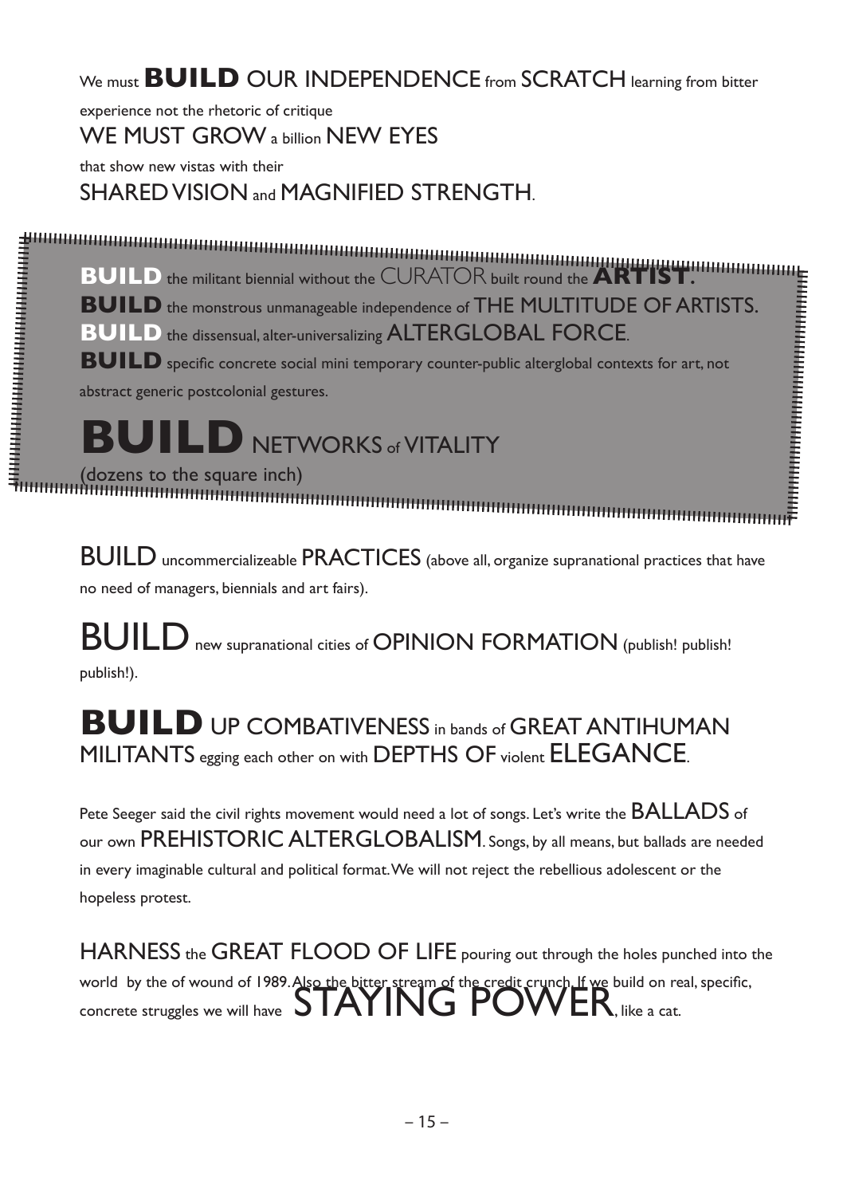We must **BUILD** OUR INDEPENDENCE from SCRATCH learning from bitter experience not the rhetoric of critique

WE MUST GROW a billion NEW EYES

that show new vistas with their

SHARED VISION and MAGNIFIED STRENGTH.

**BUILD** the militant biennial without the CURATOR built round the **ARTIST.**

**BUILD** the monstrous unmanageable independence of THE MULTITUDE OF ARTISTS.

**BUILD** the dissensual, alter-universalizing ALTERGLOBAL FORCE.

**BUILD** specific concrete social mini temporary counter-public alterglobal contexts for art, not abstract generic postcolonial gestures.

**BUILD** NETWORKS of VITALITY

(dozens to the square inch)

BUILD uncommercializeable PRACTICES (above all, organize supranational practices that have no need of managers, biennials and art fairs).

BUILD new supranational cities of OPINION FORMATION (publish! publish! publish!).

**BUILD** UP COMBATIVENESS in bands of GREAT ANTIHUMAN MILITANTS egging each other on with DEPTHS OF violent ELEGANCE.

Pete Seeger said the civil rights movement would need a lot of songs. Let's write the BALLADS of our own PREHISTORIC ALTERGLOBALISM. Songs, by all means, but ballads are needed in every imaginable cultural and political format. We will not reject the rebellious adolescent or the hopeless protest.

HARNESS the GREAT FLOOD OF LIFE pouring out through the holes punched into the world by the of wound of 1989. Also the bitter stream of the credit crunch. If we build on real, specific, concrete struggles we will have STAYING POWER, like a cat.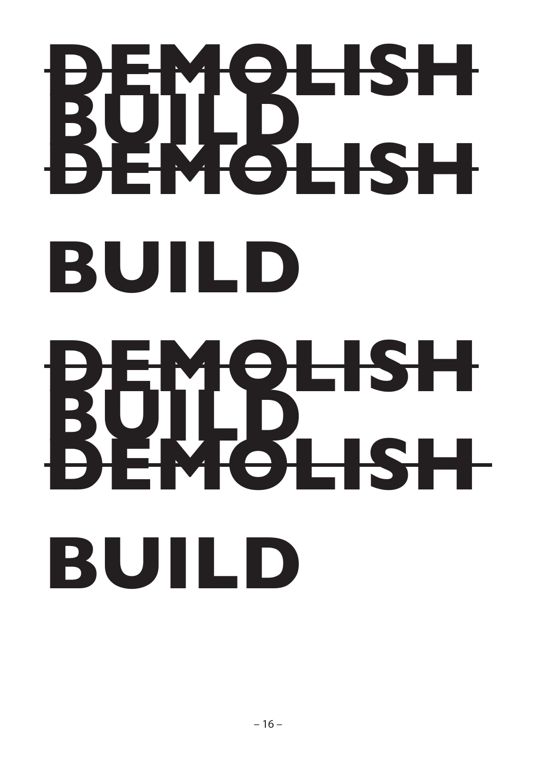**~~DEMOLISH~~**
**BUILD**
**~~DEMOLISH~~**

**BUILD**

**~~DEMOLISH~~**
**BUILD**
**~~DEMOLISH~~**

**BUILD**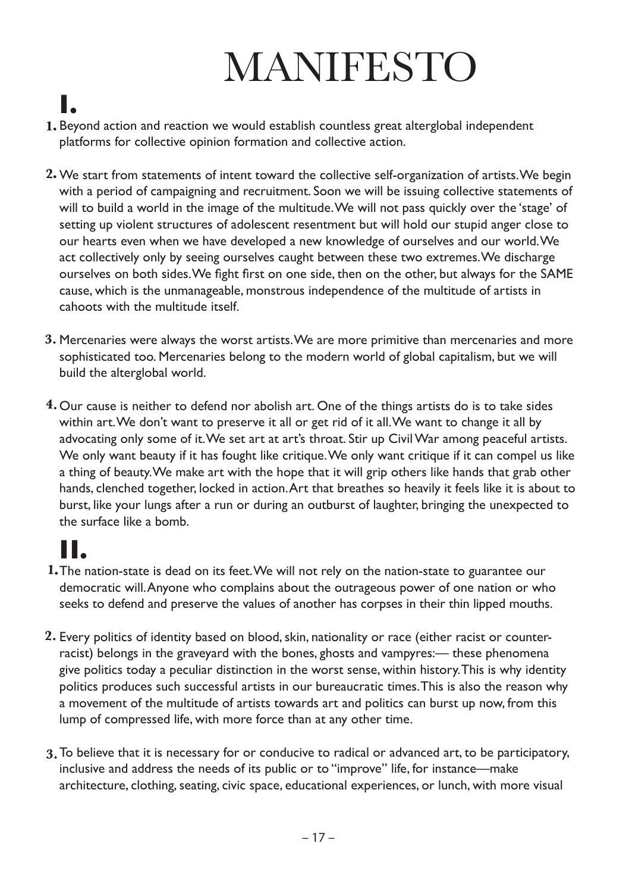# MANIFESTO

## I.

1. Beyond action and reaction we would establish countless great alterglobal independent platforms for collective opinion formation and collective action.

2. We start from statements of intent toward the collective self-organization of artists. We begin with a period of campaigning and recruitment. Soon we will be issuing collective statements of will to build a world in the image of the multitude. We will not pass quickly over the 'stage' of setting up violent structures of adolescent resentment but will hold our stupid anger close to our hearts even when we have developed a new knowledge of ourselves and our world. We act collectively only by seeing ourselves caught between these two extremes. We discharge ourselves on both sides. We fight first on one side, then on the other, but always for the SAME cause, which is the unmanageable, monstrous independence of the multitude of artists in cahoots with the multitude itself.

3. Mercenaries were always the worst artists. We are more primitive than mercenaries and more sophisticated too. Mercenaries belong to the modern world of global capitalism, but we will build the alterglobal world.

4. Our cause is neither to defend nor abolish art. One of the things artists do is to take sides within art. We don't want to preserve it all or get rid of it all. We want to change it all by advocating only some of it. We set art at art's throat. Stir up Civil War among peaceful artists. We only want beauty if it has fought like critique. We only want critique if it can compel us like a thing of beauty. We make art with the hope that it will grip others like hands that grab other hands, clenched together, locked in action. Art that breathes so heavily it feels like it is about to burst, like your lungs after a run or during an outburst of laughter, bringing the unexpected to the surface like a bomb.

## II.

1. The nation-state is dead on its feet. We will not rely on the nation-state to guarantee our democratic will. Anyone who complains about the outrageous power of one nation or who seeks to defend and preserve the values of another has corpses in their thin lipped mouths.

2. Every politics of identity based on blood, skin, nationality or race (either racist or counter-racist) belongs in the graveyard with the bones, ghosts and vampyres:— these phenomena give politics today a peculiar distinction in the worst sense, within history. This is why identity politics produces such successful artists in our bureaucratic times. This is also the reason why a movement of the multitude of artists towards art and politics can burst up now, from this lump of compressed life, with more force than at any other time.

3. To believe that it is necessary for or conducive to radical or advanced art, to be participatory, inclusive and address the needs of its public or to "improve" life, for instance—make architecture, clothing, seating, civic space, educational experiences, or lunch, with more visual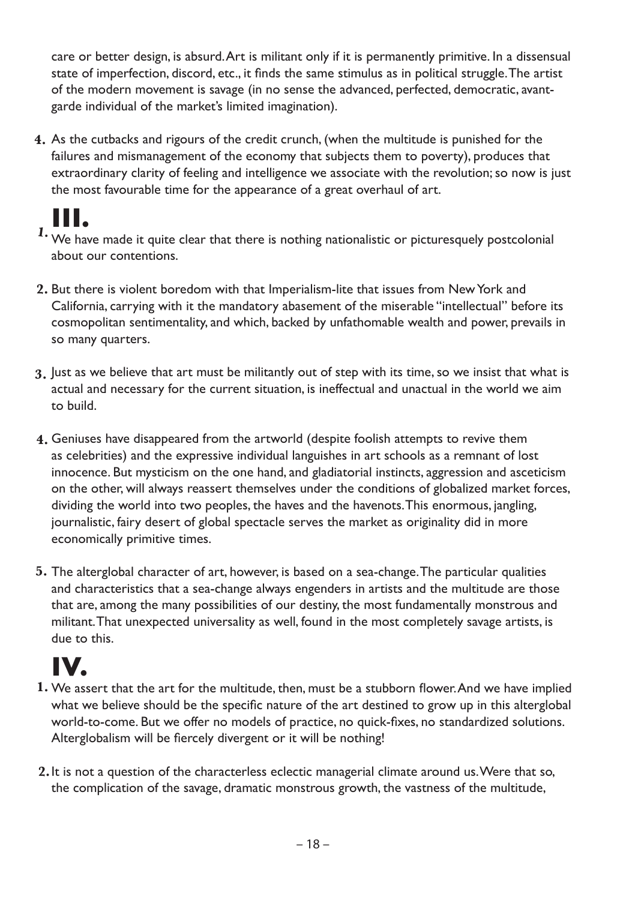care or better design, is absurd. Art is militant only if it is permanently primitive. In a dissensual state of imperfection, discord, etc., it finds the same stimulus as in political struggle. The artist of the modern movement is savage (in no sense the advanced, perfected, democratic, avant-garde individual of the market's limited imagination).

4. As the cutbacks and rigours of the credit crunch, (when the multitude is punished for the failures and mismanagement of the economy that subjects them to poverty), produces that extraordinary clarity of feeling and intelligence we associate with the revolution; so now is just the most favourable time for the appearance of a great overhaul of art.

# III.

1. We have made it quite clear that there is nothing nationalistic or picturesquely postcolonial about our contentions.

2. But there is violent boredom with that Imperialism-lite that issues from New York and California, carrying with it the mandatory abasement of the miserable "intellectual" before its cosmopolitan sentimentality, and which, backed by unfathomable wealth and power, prevails in so many quarters.

3. Just as we believe that art must be militantly out of step with its time, so we insist that what is actual and necessary for the current situation, is ineffectual and unactual in the world we aim to build.

4. Geniuses have disappeared from the artworld (despite foolish attempts to revive them as celebrities) and the expressive individual languishes in art schools as a remnant of lost innocence. But mysticism on the one hand, and gladiatorial instincts, aggression and asceticism on the other, will always reassert themselves under the conditions of globalized market forces, dividing the world into two peoples, the haves and the havenots. This enormous, jangling, journalistic, fairy desert of global spectacle serves the market as originality did in more economically primitive times.

5. The alterglobal character of art, however, is based on a sea-change. The particular qualities and characteristics that a sea-change always engenders in artists and the multitude are those that are, among the many possibilities of our destiny, the most fundamentally monstrous and militant. That unexpected universality as well, found in the most completely savage artists, is due to this.

# IV.

1. We assert that the art for the multitude, then, must be a stubborn flower. And we have implied what we believe should be the specific nature of the art destined to grow up in this alterglobal world-to-come. But we offer no models of practice, no quick-fixes, no standardized solutions. Alterglobalism will be fiercely divergent or it will be nothing!

2. It is not a question of the characterless eclectic managerial climate around us. Were that so, the complication of the savage, dramatic monstrous growth, the vastness of the multitude,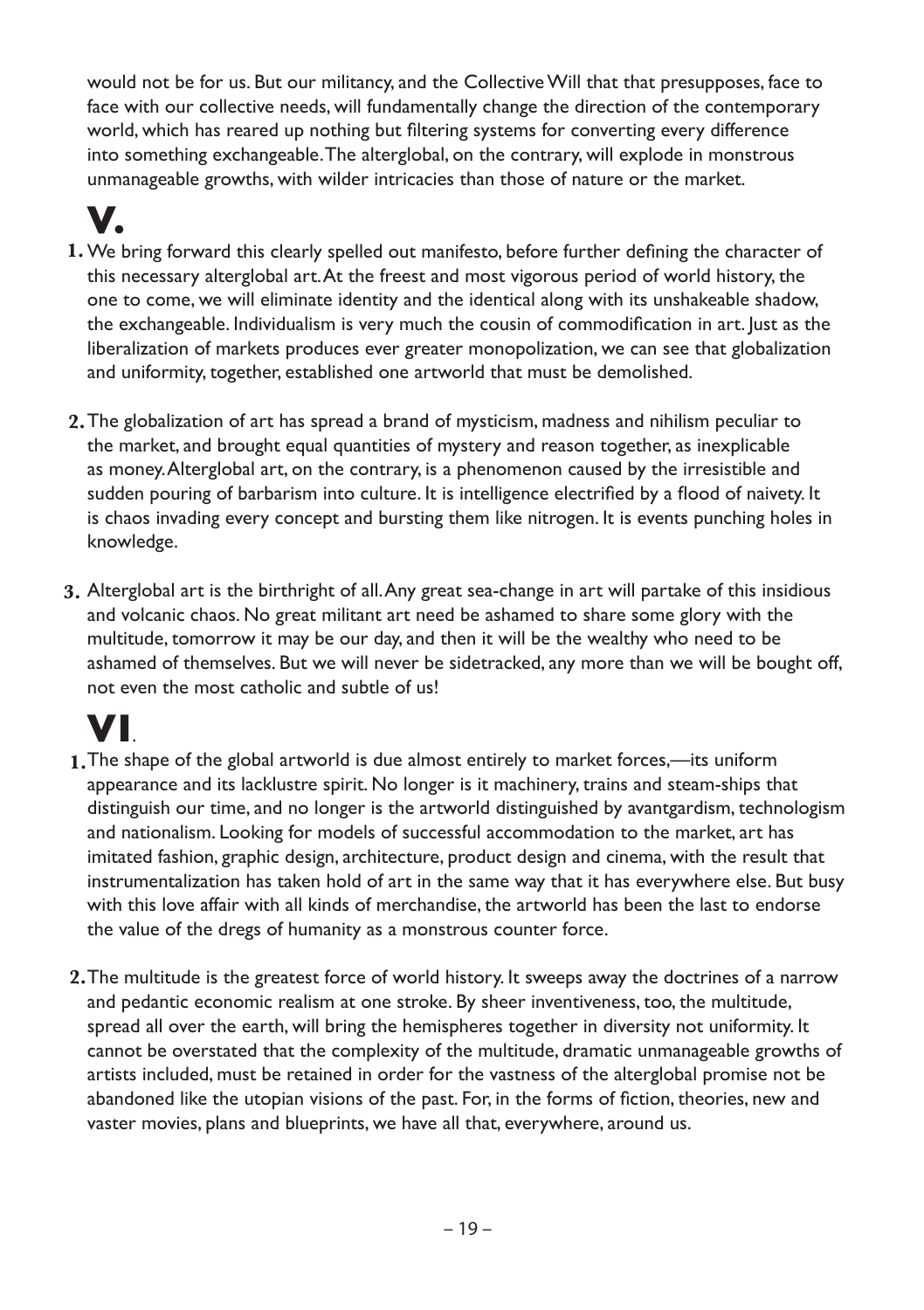would not be for us. But our militancy, and the Collective Will that that presupposes, face to face with our collective needs, will fundamentally change the direction of the contemporary world, which has reared up nothing but filtering systems for converting every difference into something exchangeable. The alterglobal, on the contrary, will explode in monstrous unmanageable growths, with wilder intricacies than those of nature or the market.

## V.

**1.** We bring forward this clearly spelled out manifesto, before further defining the character of this necessary alterglobal art. At the freest and most vigorous period of world history, the one to come, we will eliminate identity and the identical along with its unshakeable shadow, the exchangeable. Individualism is very much the cousin of commodification in art. Just as the liberalization of markets produces ever greater monopolization, we can see that globalization and uniformity, together, established one artworld that must be demolished.

**2.** The globalization of art has spread a brand of mysticism, madness and nihilism peculiar to the market, and brought equal quantities of mystery and reason together, as inexplicable as money. Alterglobal art, on the contrary, is a phenomenon caused by the irresistible and sudden pouring of barbarism into culture. It is intelligence electrified by a flood of naivety. It is chaos invading every concept and bursting them like nitrogen. It is events punching holes in knowledge.

**3.** Alterglobal art is the birthright of all. Any great sea-change in art will partake of this insidious and volcanic chaos. No great militant art need be ashamed to share some glory with the multitude, tomorrow it may be our day, and then it will be the wealthy who need to be ashamed of themselves. But we will never be sidetracked, any more than we will be bought off, not even the most catholic and subtle of us!

## VI.

**1.** The shape of the global artworld is due almost entirely to market forces,—its uniform appearance and its lacklustre spirit. No longer is it machinery, trains and steam-ships that distinguish our time, and no longer is the artworld distinguished by avantgardism, technologism and nationalism. Looking for models of successful accommodation to the market, art has imitated fashion, graphic design, architecture, product design and cinema, with the result that instrumentalization has taken hold of art in the same way that it has everywhere else. But busy with this love affair with all kinds of merchandise, the artworld has been the last to endorse the value of the dregs of humanity as a monstrous counter force.

**2.** The multitude is the greatest force of world history. It sweeps away the doctrines of a narrow and pedantic economic realism at one stroke. By sheer inventiveness, too, the multitude, spread all over the earth, will bring the hemispheres together in diversity not uniformity. It cannot be overstated that the complexity of the multitude, dramatic unmanageable growths of artists included, must be retained in order for the vastness of the alterglobal promise not be abandoned like the utopian visions of the past. For, in the forms of fiction, theories, new and vaster movies, plans and blueprints, we have all that, everywhere, around us.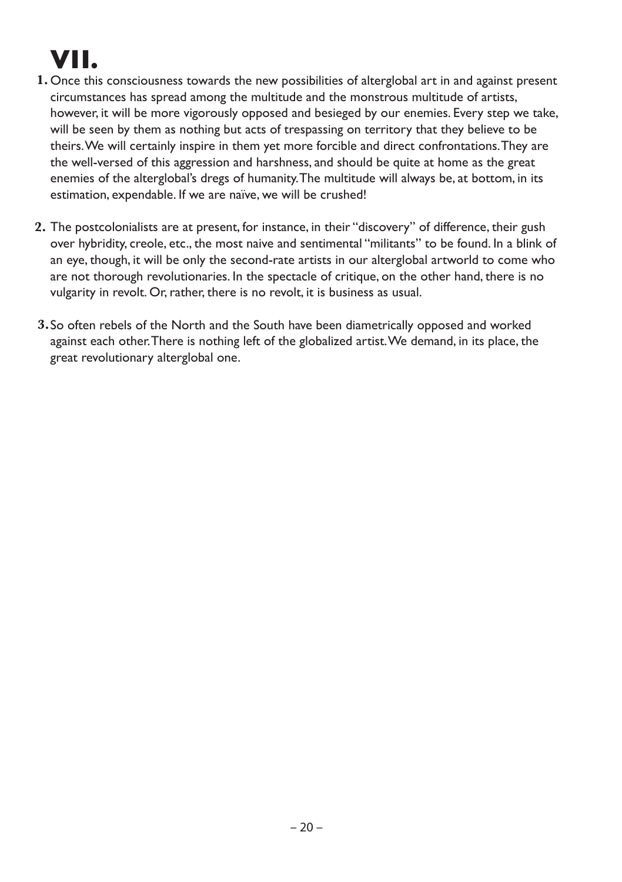# VII.

1. Once this consciousness towards the new possibilities of alterglobal art in and against present circumstances has spread among the multitude and the monstrous multitude of artists, however, it will be more vigorously opposed and besieged by our enemies. Every step we take, will be seen by them as nothing but acts of trespassing on territory that they believe to be theirs. We will certainly inspire in them yet more forcible and direct confrontations. They are the well-versed of this aggression and harshness, and should be quite at home as the great enemies of the alterglobal's dregs of humanity. The multitude will always be, at bottom, in its estimation, expendable. If we are naïve, we will be crushed!

2. The postcolonialists are at present, for instance, in their "discovery" of difference, their gush over hybridity, creole, etc., the most naive and sentimental "militants" to be found. In a blink of an eye, though, it will be only the second-rate artists in our alterglobal artworld to come who are not thorough revolutionaries. In the spectacle of critique, on the other hand, there is no vulgarity in revolt. Or, rather, there is no revolt, it is business as usual.

3. So often rebels of the North and the South have been diametrically opposed and worked against each other. There is nothing left of the globalized artist. We demand, in its place, the great revolutionary alterglobal one.